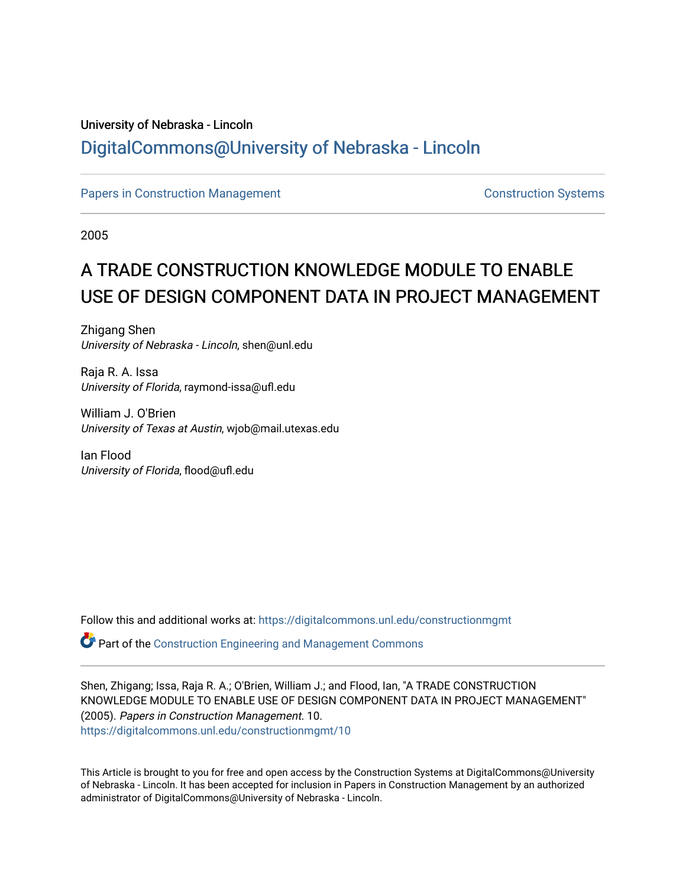University of Nebraska - Lincoln

## DigitalCommons@University of Nebraska - Lincoln

Papers in Construction Management — Construction Systems

2005

# A TRADE CONSTRUCTION KNOWLEDGE MODULE TO ENABLE USE OF DESIGN COMPONENT DATA IN PROJECT MANAGEMENT

Zhigang Shen
*University of Nebraska - Lincoln*, shen@unl.edu

Raja R. A. Issa
*University of Florida*, raymond-issa@ufl.edu

William J. O'Brien
*University of Texas at Austin*, wjob@mail.utexas.edu

Ian Flood
*University of Florida*, flood@ufl.edu

Follow this and additional works at: https://digitalcommons.unl.edu/constructionmgmt

Part of the Construction Engineering and Management Commons

Shen, Zhigang; Issa, Raja R. A.; O'Brien, William J.; and Flood, Ian, "A TRADE CONSTRUCTION KNOWLEDGE MODULE TO ENABLE USE OF DESIGN COMPONENT DATA IN PROJECT MANAGEMENT" (2005). *Papers in Construction Management*. 10.
https://digitalcommons.unl.edu/constructionmgmt/10

This Article is brought to you for free and open access by the Construction Systems at DigitalCommons@University of Nebraska - Lincoln. It has been accepted for inclusion in Papers in Construction Management by an authorized administrator of DigitalCommons@University of Nebraska - Lincoln.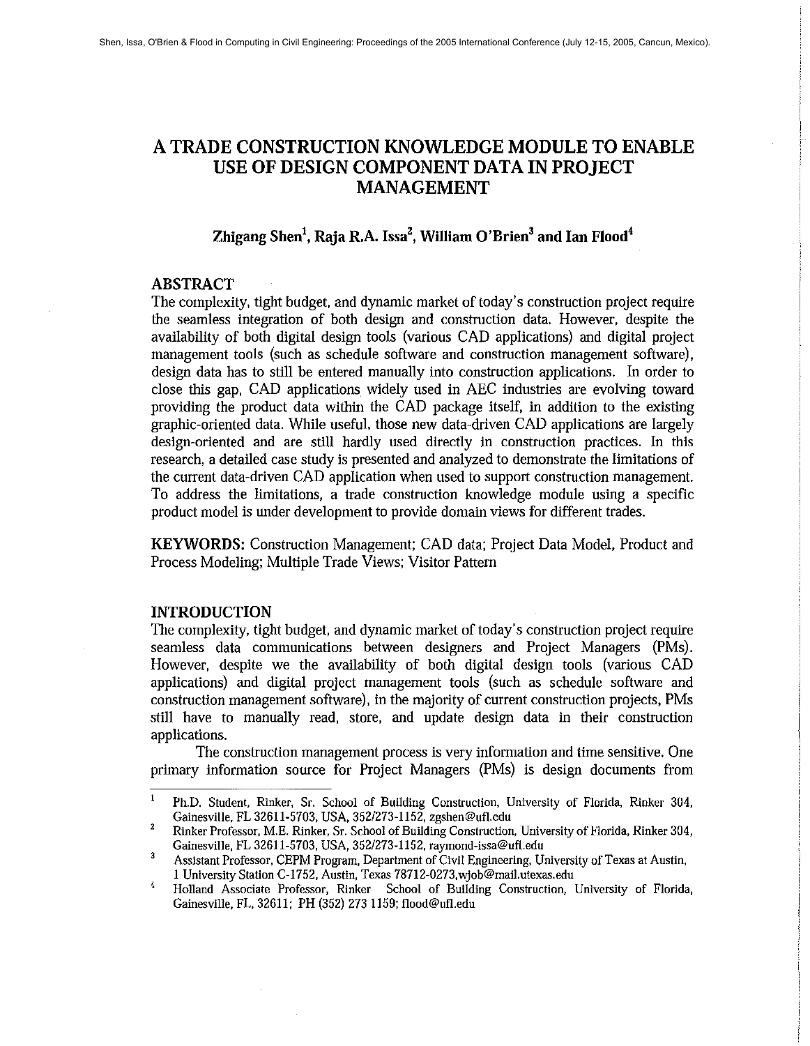# A TRADE CONSTRUCTION KNOWLEDGE MODULE TO ENABLE USE OF DESIGN COMPONENT DATA IN PROJECT MANAGEMENT

**Zhigang Shen[1], Raja R.A. Issa[2], William O'Brien[3] and Ian Flood[4]**

## ABSTRACT

The complexity, tight budget, and dynamic market of today's construction project require the seamless integration of both design and construction data. However, despite the availability of both digital design tools (various CAD applications) and digital project management tools (such as schedule software and construction management software), design data has to still be entered manually into construction applications. In order to close this gap, CAD applications widely used in AEC industries are evolving toward providing the product data within the CAD package itself, in addition to the existing graphic-oriented data. While useful, those new data-driven CAD applications are largely design-oriented and are still hardly used directly in construction practices. In this research, a detailed case study is presented and analyzed to demonstrate the limitations of the current data-driven CAD application when used to support construction management. To address the limitations, a trade construction knowledge module using a specific product model is under development to provide domain views for different trades.

**KEYWORDS:** Construction Management; CAD data; Project Data Model, Product and Process Modeling; Multiple Trade Views; Visitor Pattern

## INTRODUCTION

The complexity, tight budget, and dynamic market of today's construction project require seamless data communications between designers and Project Managers (PMs). However, despite we the availability of both digital design tools (various CAD applications) and digital project management tools (such as schedule software and construction management software), in the majority of current construction projects, PMs still have to manually read, store, and update design data in their construction applications.

The construction management process is very information and time sensitive. One primary information source for Project Managers (PMs) is design documents from

---

[1] Ph.D. Student, Rinker, Sr. School of Building Construction, University of Florida, Rinker 304, Gainesville, FL 32611-5703, USA, 352/273-1152, zgshen@ufl.edu

[2] Rinker Professor, M.E. Rinker, Sr. School of Building Construction, University of Florida, Rinker 304, Gainesville, FL 32611-5703, USA, 352/273-1152, raymond-issa@ufl.edu

[3] Assistant Professor, CEPM Program, Department of Civil Engineering, University of Texas at Austin, 1 University Station C-1752, Austin, Texas 78712-0273, wjob@mail.utexas.edu

[4] Holland Associate Professor, Rinker School of Building Construction, University of Florida, Gainesville, FL, 32611; PH (352) 273 1159; flood@ufl.edu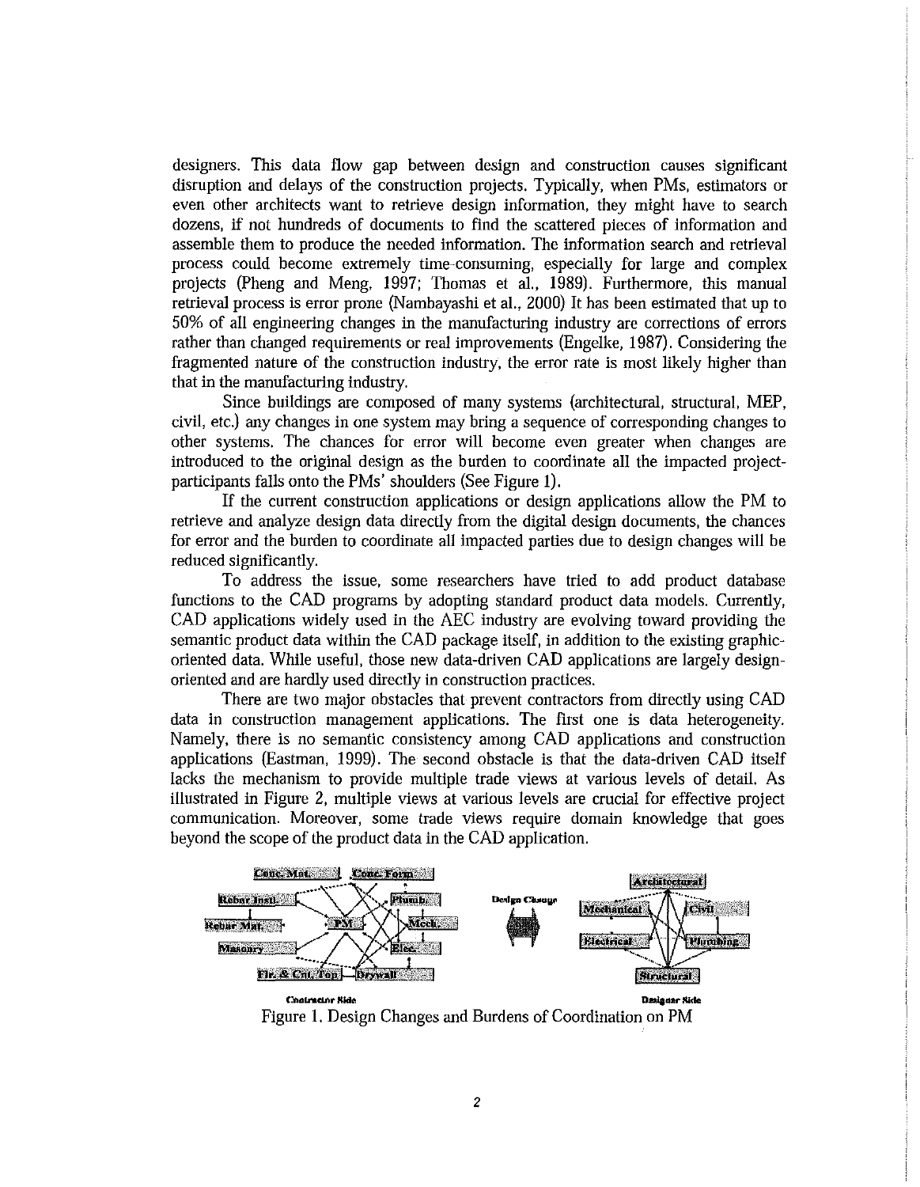designers. This data flow gap between design and construction causes significant disruption and delays of the construction projects. Typically, when PMs, estimators or even other architects want to retrieve design information, they might have to search dozens, if not hundreds of documents to find the scattered pieces of information and assemble them to produce the needed information. The information search and retrieval process could become extremely time-consuming, especially for large and complex projects (Pheng and Meng, 1997; Thomas et al., 1989). Furthermore, this manual retrieval process is error prone (Nambayashi et al., 2000) It has been estimated that up to 50% of all engineering changes in the manufacturing industry are corrections of errors rather than changed requirements or real improvements (Engelke, 1987). Considering the fragmented nature of the construction industry, the error rate is most likely higher than that in the manufacturing industry.

Since buildings are composed of many systems (architectural, structural, MEP, civil, etc.) any changes in one system may bring a sequence of corresponding changes to other systems. The chances for error will become even greater when changes are introduced to the original design as the burden to coordinate all the impacted project-participants falls onto the PMs' shoulders (See Figure 1).

If the current construction applications or design applications allow the PM to retrieve and analyze design data directly from the digital design documents, the chances for error and the burden to coordinate all impacted parties due to design changes will be reduced significantly.

To address the issue, some researchers have tried to add product database functions to the CAD programs by adopting standard product data models. Currently, CAD applications widely used in the AEC industry are evolving toward providing the semantic product data within the CAD package itself, in addition to the existing graphic-oriented data. While useful, those new data-driven CAD applications are largely design-oriented and are hardly used directly in construction practices.

There are two major obstacles that prevent contractors from directly using CAD data in construction management applications. The first one is data heterogeneity. Namely, there is no semantic consistency among CAD applications and construction applications (Eastman, 1999). The second obstacle is that the data-driven CAD itself lacks the mechanism to provide multiple trade views at various levels of detail. As illustrated in Figure 2, multiple views at various levels are crucial for effective project communication. Moreover, some trade views require domain knowledge that goes beyond the scope of the product data in the CAD application.

Figure 1. Design Changes and Burdens of Coordination on PM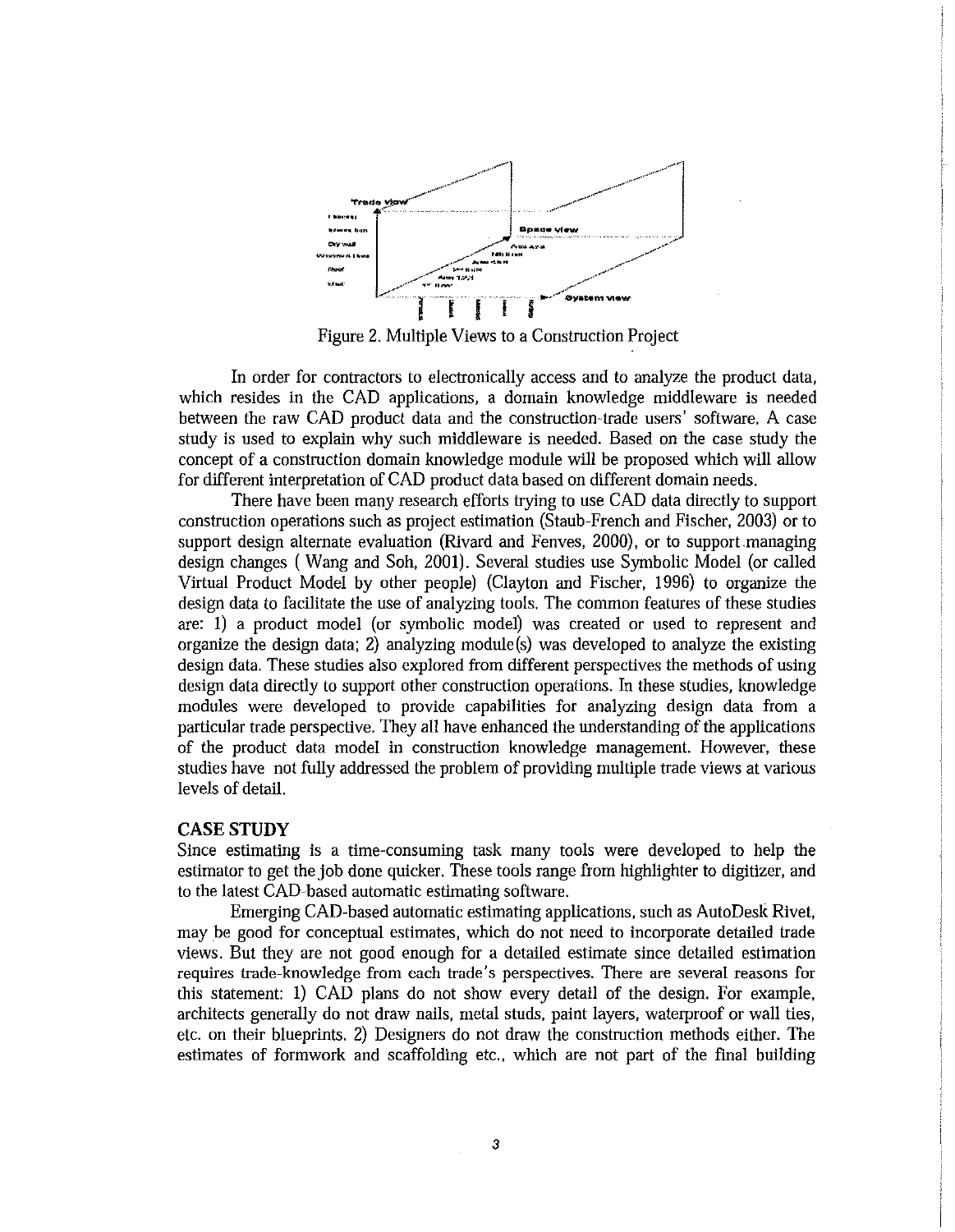Figure 2. Multiple Views to a Construction Project

In order for contractors to electronically access and to analyze the product data, which resides in the CAD applications, a domain knowledge middleware is needed between the raw CAD product data and the construction-trade users' software. A case study is used to explain why such middleware is needed. Based on the case study the concept of a construction domain knowledge module will be proposed which will allow for different interpretation of CAD product data based on different domain needs.

There have been many research efforts trying to use CAD data directly to support construction operations such as project estimation (Staub-French and Fischer, 2003) or to support design alternate evaluation (Rivard and Fenves, 2000), or to support managing design changes ( Wang and Soh, 2001). Several studies use Symbolic Model (or called Virtual Product Model by other people) (Clayton and Fischer, 1996) to organize the design data to facilitate the use of analyzing tools. The common features of these studies are: 1) a product model (or symbolic model) was created or used to represent and organize the design data; 2) analyzing module(s) was developed to analyze the existing design data. These studies also explored from different perspectives the methods of using design data directly to support other construction operations. In these studies, knowledge modules were developed to provide capabilities for analyzing design data from a particular trade perspective. They all have enhanced the understanding of the applications of the product data model in construction knowledge management. However, these studies have not fully addressed the problem of providing multiple trade views at various levels of detail.

## CASE STUDY

Since estimating is a time-consuming task many tools were developed to help the estimator to get the job done quicker. These tools range from highlighter to digitizer, and to the latest CAD-based automatic estimating software.

Emerging CAD-based automatic estimating applications, such as AutoDesk Rivet, may be good for conceptual estimates, which do not need to incorporate detailed trade views. But they are not good enough for a detailed estimate since detailed estimation requires trade-knowledge from each trade's perspectives. There are several reasons for this statement: 1) CAD plans do not show every detail of the design. For example, architects generally do not draw nails, metal studs, paint layers, waterproof or wall ties, etc. on their blueprints. 2) Designers do not draw the construction methods either. The estimates of formwork and scaffolding etc., which are not part of the final building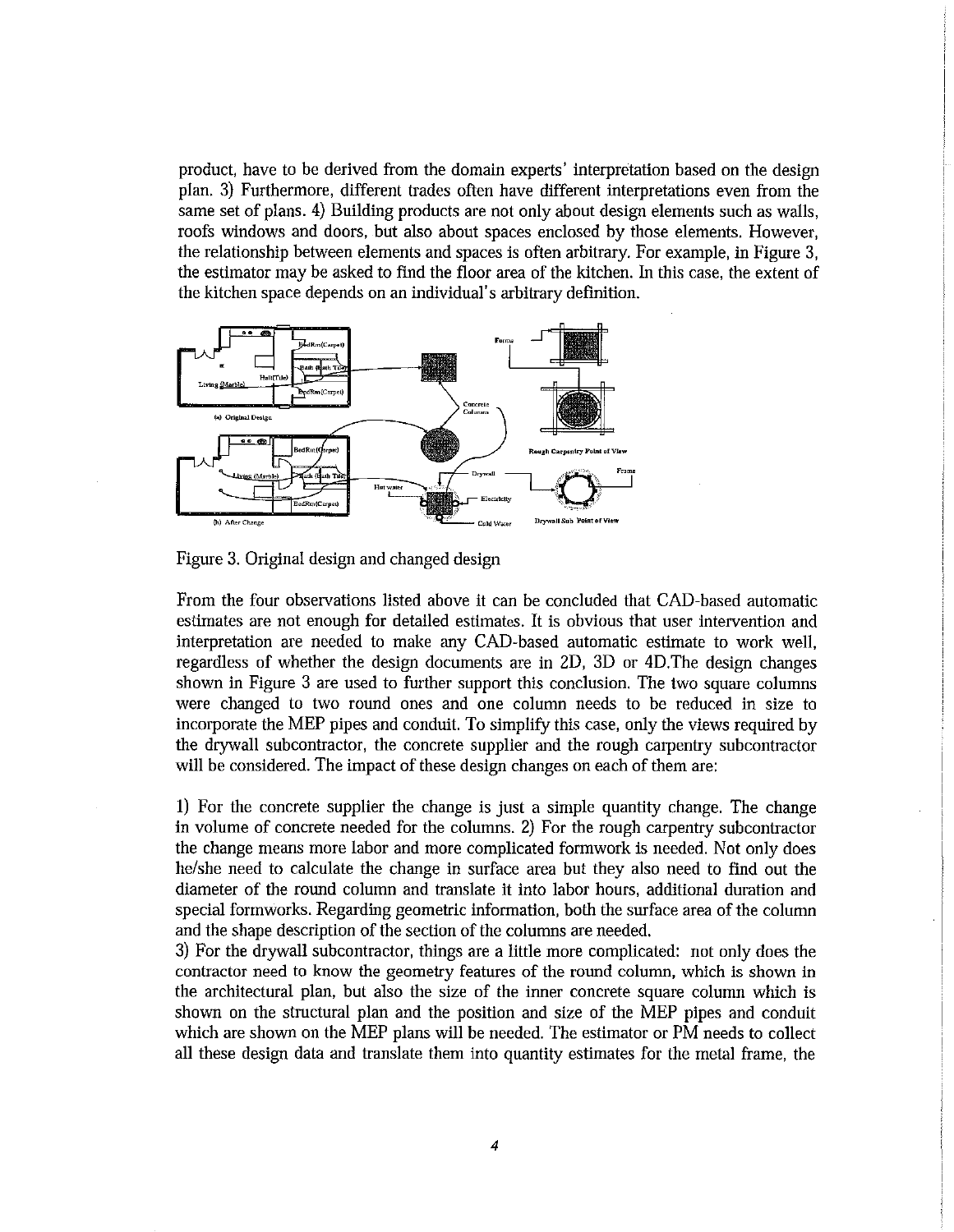product, have to be derived from the domain experts' interpretation based on the design plan. 3) Furthermore, different trades often have different interpretations even from the same set of plans. 4) Building products are not only about design elements such as walls, roofs windows and doors, but also about spaces enclosed by those elements. However, the relationship between elements and spaces is often arbitrary. For example, in Figure 3, the estimator may be asked to find the floor area of the kitchen. In this case, the extent of the kitchen space depends on an individual's arbitrary definition.

Figure 3. Original design and changed design

From the four observations listed above it can be concluded that CAD-based automatic estimates are not enough for detailed estimates. It is obvious that user intervention and interpretation are needed to make any CAD-based automatic estimate to work well, regardless of whether the design documents are in 2D, 3D or 4D.The design changes shown in Figure 3 are used to further support this conclusion. The two square columns were changed to two round ones and one column needs to be reduced in size to incorporate the MEP pipes and conduit. To simplify this case, only the views required by the drywall subcontractor, the concrete supplier and the rough carpentry subcontractor will be considered. The impact of these design changes on each of them are:

1) For the concrete supplier the change is just a simple quantity change. The change in volume of concrete needed for the columns. 2) For the rough carpentry subcontractor the change means more labor and more complicated formwork is needed. Not only does he/she need to calculate the change in surface area but they also need to find out the diameter of the round column and translate it into labor hours, additional duration and special formworks. Regarding geometric information, both the surface area of the column and the shape description of the section of the columns are needed.
3) For the drywall subcontractor, things are a little more complicated: not only does the contractor need to know the geometry features of the round column, which is shown in the architectural plan, but also the size of the inner concrete square column which is shown on the structural plan and the position and size of the MEP pipes and conduit which are shown on the MEP plans will be needed. The estimator or PM needs to collect all these design data and translate them into quantity estimates for the metal frame, the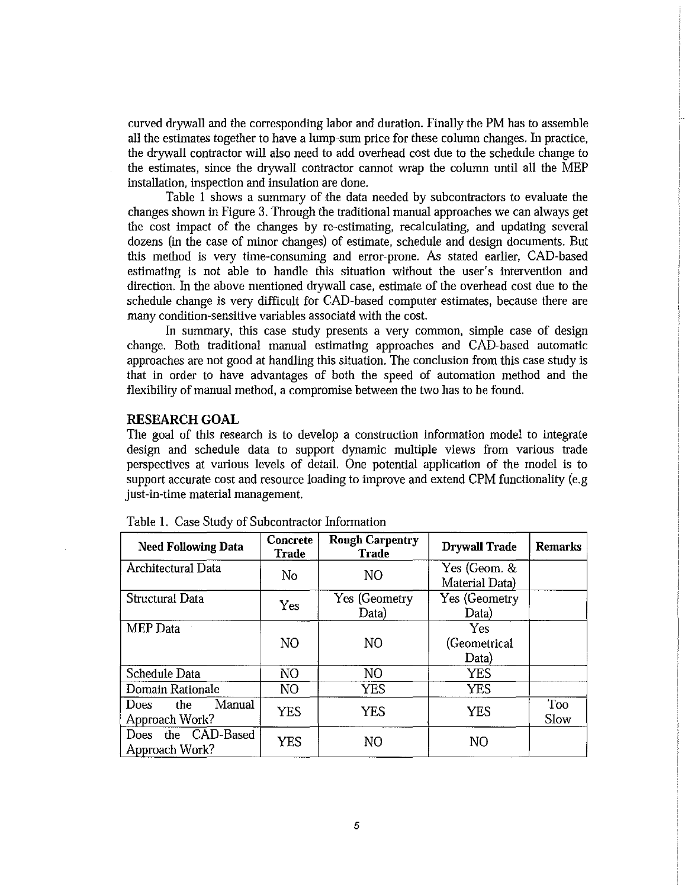curved drywall and the corresponding labor and duration. Finally the PM has to assemble all the estimates together to have a lump-sum price for these column changes. In practice, the drywall contractor will also need to add overhead cost due to the schedule change to the estimates, since the drywall contractor cannot wrap the column until all the MEP installation, inspection and insulation are done.

Table 1 shows a summary of the data needed by subcontractors to evaluate the changes shown in Figure 3. Through the traditional manual approaches we can always get the cost impact of the changes by re-estimating, recalculating, and updating several dozens (in the case of minor changes) of estimate, schedule and design documents. But this method is very time-consuming and error-prone. As stated earlier, CAD-based estimating is not able to handle this situation without the user's intervention and direction. In the above mentioned drywall case, estimate of the overhead cost due to the schedule change is very difficult for CAD-based computer estimates, because there are many condition-sensitive variables associatd with the cost.

In summary, this case study presents a very common, simple case of design change. Both traditional manual estimating approaches and CAD-based automatic approaches are not good at handling this situation. The conclusion from this case study is that in order to have advantages of both the speed of automation method and the flexibility of manual method, a compromise between the two has to be found.

## RESEARCH GOAL

The goal of this research is to develop a construction information model to integrate design and schedule data to support dynamic multiple views from various trade perspectives at various levels of detail. One potential application of the model is to support accurate cost and resource loading to improve and extend CPM functionality (e.g just-in-time material management.

Table 1. Case Study of Subcontractor Information

| Need Following Data | Concrete Trade | Rough Carpentry Trade | Drywall Trade | Remarks |
|---|---|---|---|---|
| Architectural Data | No | NO | Yes (Geom. & Material Data) | |
| Structural Data | Yes | Yes (Geometry Data) | Yes (Geometry Data) | |
| MEP Data | NO | NO | Yes (Geometrical Data) | |
| Schedule Data | NO | NO | YES | |
| Domain Rationale | NO | YES | YES | |
| Does the Manual Approach Work? | YES | YES | YES | Too Slow |
| Does the CAD-Based Approach Work? | YES | NO | NO | |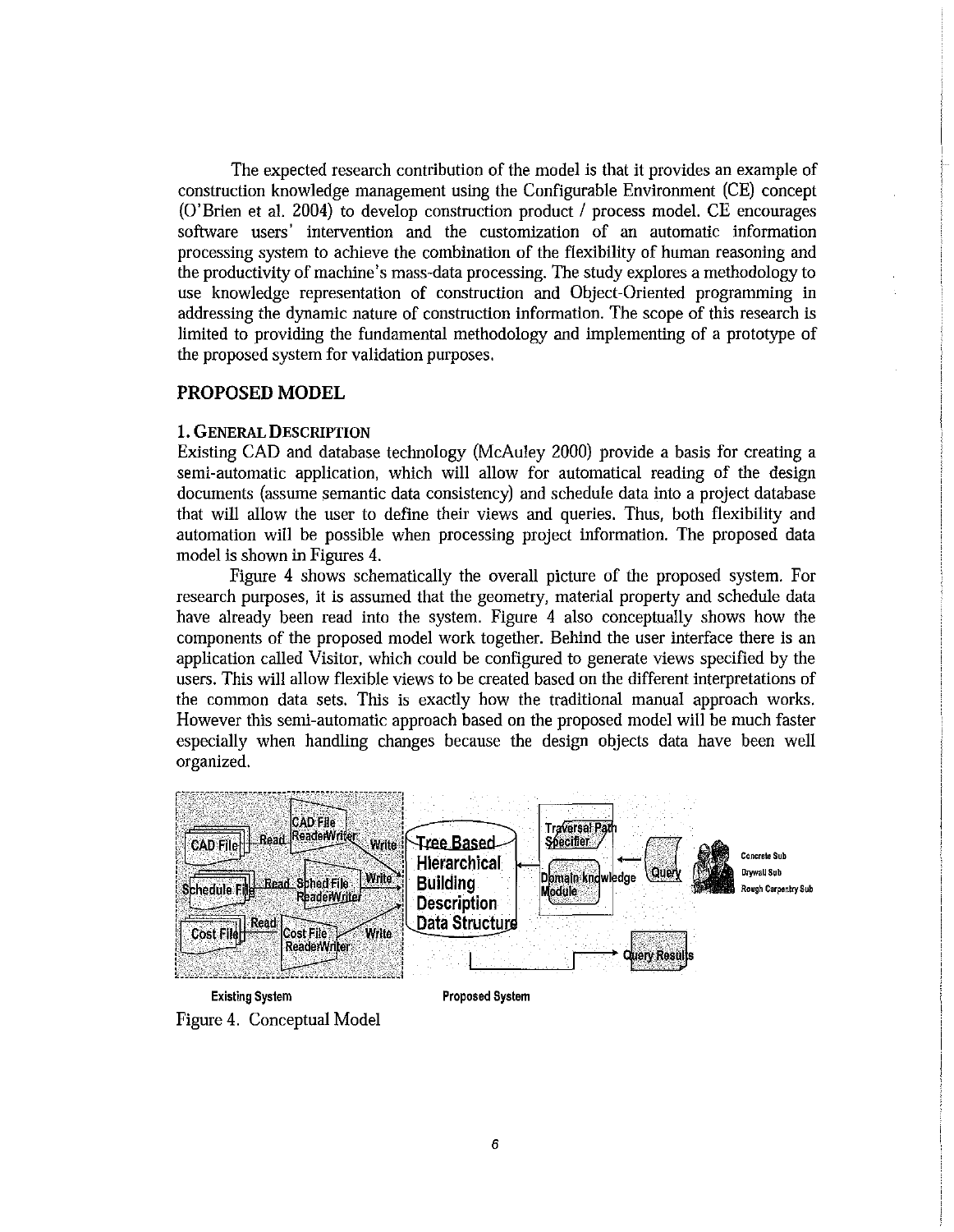The expected research contribution of the model is that it provides an example of construction knowledge management using the Configurable Environment (CE) concept (O'Brien et al. 2004) to develop construction product / process model. CE encourages software users' intervention and the customization of an automatic information processing system to achieve the combination of the flexibility of human reasoning and the productivity of machine's mass-data processing. The study explores a methodology to use knowledge representation of construction and Object-Oriented programming in addressing the dynamic nature of construction information. The scope of this research is limited to providing the fundamental methodology and implementing of a prototype of the proposed system for validation purposes.

## PROPOSED MODEL

### 1. General Description

Existing CAD and database technology (McAuley 2000) provide a basis for creating a semi-automatic application, which will allow for automatical reading of the design documents (assume semantic data consistency) and schedule data into a project database that will allow the user to define their views and queries. Thus, both flexibility and automation will be possible when processing project information. The proposed data model is shown in Figures 4.

Figure 4 shows schematically the overall picture of the proposed system. For research purposes, it is assumed that the geometry, material property and schedule data have already been read into the system. Figure 4 also conceptually shows how the components of the proposed model work together. Behind the user interface there is an application called Visitor, which could be configured to generate views specified by the users. This will allow flexible views to be created based on the different interpretations of the common data sets. This is exactly how the traditional manual approach works. However this semi-automatic approach based on the proposed model will be much faster especially when handling changes because the design objects data have been well organized.

Figure 4. Conceptual Model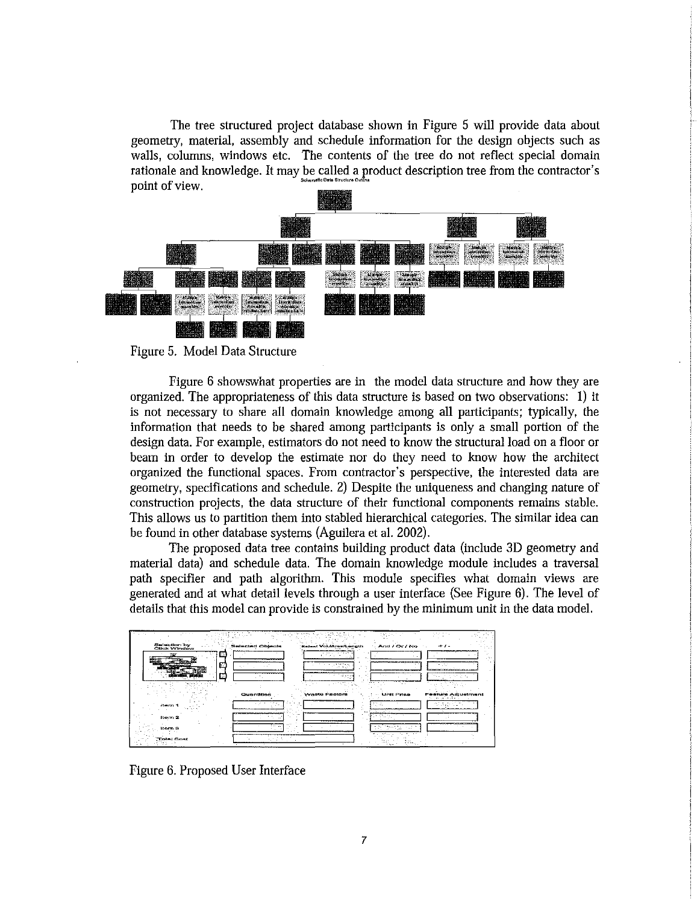The tree structured project database shown in Figure 5 will provide data about geometry, material, assembly and schedule information for the design objects such as walls, columns, windows etc. The contents of the tree do not reflect special domain rationale and knowledge. It may be called a product description tree from the contractor's point of view.

Figure 5. Model Data Structure

Figure 6 showswhat properties are in the model data structure and how they are organized. The appropriateness of this data structure is based on two observations: 1) it is not necessary to share all domain knowledge among all participants; typically, the information that needs to be shared among participants is only a small portion of the design data. For example, estimators do not need to know the structural load on a floor or beam in order to develop the estimate nor do they need to know how the architect organized the functional spaces. From contractor's perspective, the interested data are geometry, specifications and schedule. 2) Despite the uniqueness and changing nature of construction projects, the data structure of their functional components remains stable. This allows us to partition them into stabled hierarchical categories. The similar idea can be found in other database systems (Aguilera et al. 2002).

The proposed data tree contains building product data (include 3D geometry and material data) and schedule data. The domain knowledge module includes a traversal path specifier and path algorithm. This module specifies what domain views are generated and at what detail levels through a user interface (See Figure 6). The level of details that this model can provide is constrained by the minimum unit in the data model.

Figure 6. Proposed User Interface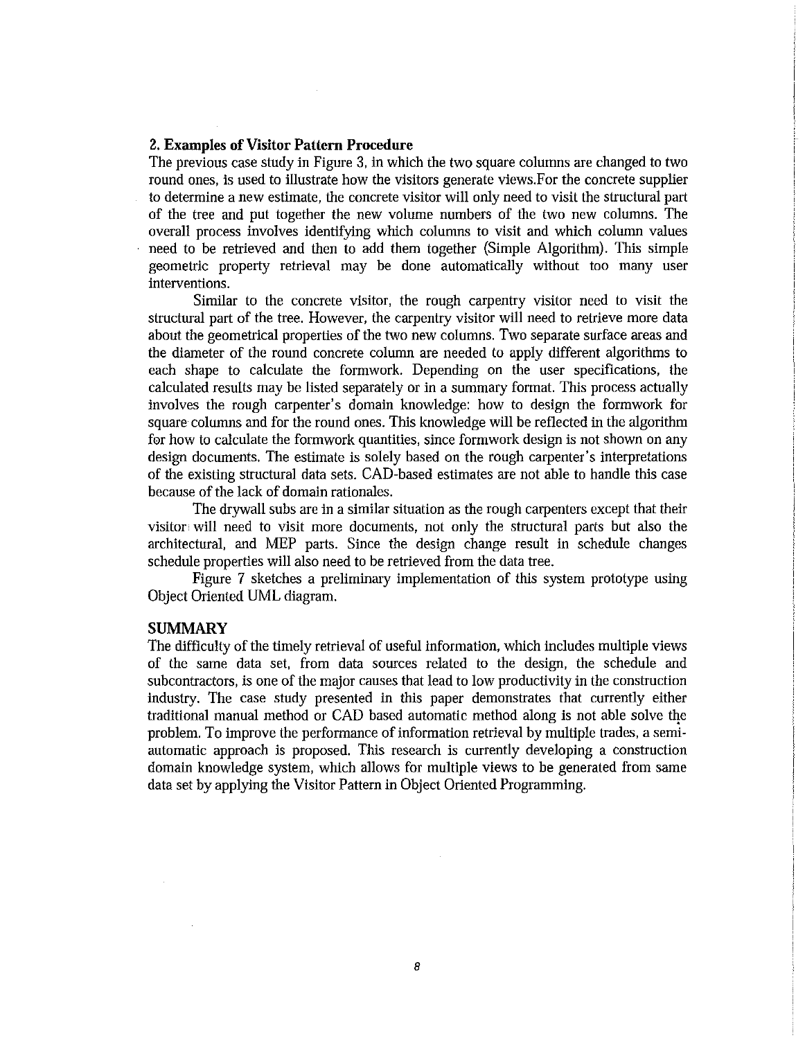### 2. Examples of Visitor Pattern Procedure

The previous case study in Figure 3, in which the two square columns are changed to two round ones, is used to illustrate how the visitors generate views.For the concrete supplier to determine a new estimate, the concrete visitor will only need to visit the structural part of the tree and put together the new volume numbers of the two new columns. The overall process involves identifying which columns to visit and which column values need to be retrieved and then to add them together (Simple Algorithm). This simple geometric property retrieval may be done automatically without too many user interventions.

Similar to the concrete visitor, the rough carpentry visitor need to visit the structural part of the tree. However, the carpentry visitor will need to retrieve more data about the geometrical properties of the two new columns. Two separate surface areas and the diameter of the round concrete column are needed to apply different algorithms to each shape to calculate the formwork. Depending on the user specifications, the calculated results may be listed separately or in a summary format. This process actually involves the rough carpenter's domain knowledge: how to design the formwork for square columns and for the round ones. This knowledge will be reflected in the algorithm for how to calculate the formwork quantities, since formwork design is not shown on any design documents. The estimate is solely based on the rough carpenter's interpretations of the existing structural data sets. CAD-based estimates are not able to handle this case because of the lack of domain rationales.

The drywall subs are in a similar situation as the rough carpenters except that their visitor will need to visit more documents, not only the structural parts but also the architectural, and MEP parts. Since the design change result in schedule changes schedule properties will also need to be retrieved from the data tree.

Figure 7 sketches a preliminary implementation of this system prototype using Object Oriented UML diagram.

## SUMMARY

The difficulty of the timely retrieval of useful information, which includes multiple views of the same data set, from data sources related to the design, the schedule and subcontractors, is one of the major causes that lead to low productivity in the construction industry. The case study presented in this paper demonstrates that currently either traditional manual method or CAD based automatic method along is not able solve the problem. To improve the performance of information retrieval by multiple trades, a semi-automatic approach is proposed. This research is currently developing a construction domain knowledge system, which allows for multiple views to be generated from same data set by applying the Visitor Pattern in Object Oriented Programming.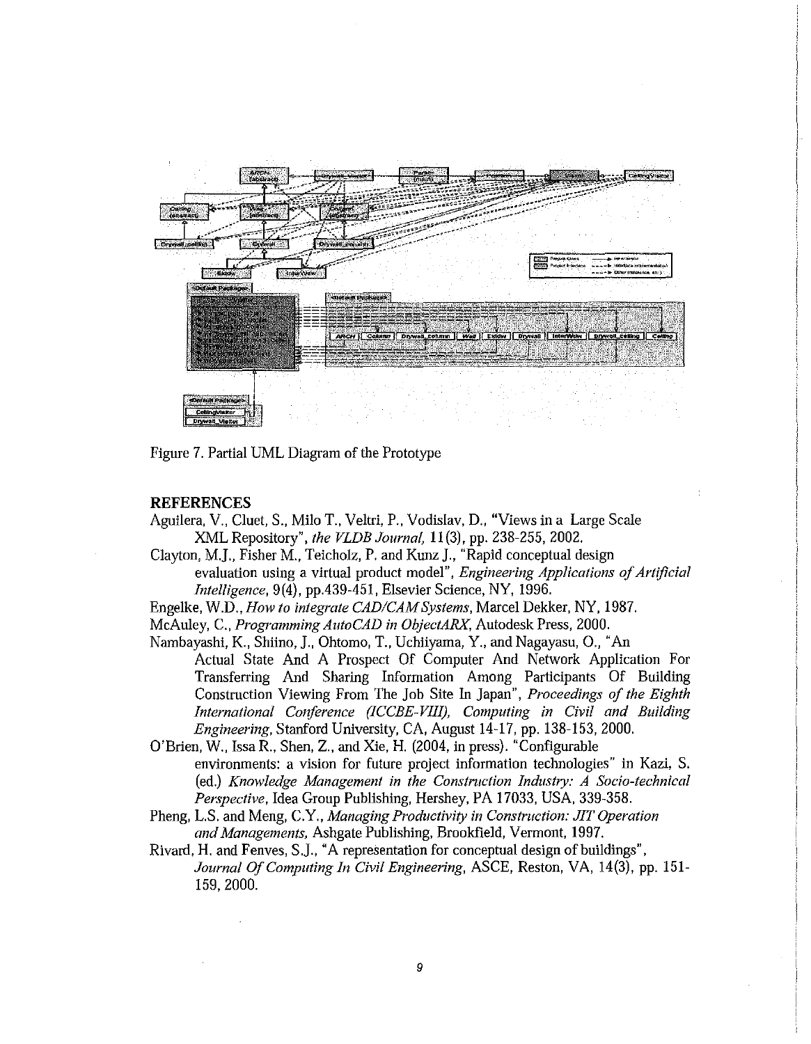Figure 7. Partial UML Diagram of the Prototype

## REFERENCES

Aguilera, V., Cluet, S., Milo T., Veltri, P., Vodislav, D., "Views in a Large Scale XML Repository", *the VLDB Journal,* 11(3), pp. 238-255, 2002.

Clayton, M.J., Fisher M., Teicholz, P. and Kunz J., "Rapid conceptual design evaluation using a virtual product model", *Engineering Applications of Artificial Intelligence*, 9(4), pp.439-451, Elsevier Science, NY, 1996.

Engelke, W.D., *How to integrate CAD/CAM Systems*, Marcel Dekker, NY, 1987.

McAuley, C., *Programming AutoCAD in ObjectARX*, Autodesk Press, 2000.

Nambayashi, K., Shiino, J., Ohtomo, T., Uchiiyama, Y., and Nagayasu, O., "An Actual State And A Prospect Of Computer And Network Application For Transferring And Sharing Information Among Participants Of Building Construction Viewing From The Job Site In Japan", *Proceedings of the Eighth International Conference (ICCBE-VIII), Computing in Civil and Building Engineering*, Stanford University, CA, August 14-17, pp. 138-153, 2000.

O'Brien, W., Issa R., Shen, Z., and Xie, H. (2004, in press). "Configurable environments: a vision for future project information technologies" in Kazi, S. (ed.) *Knowledge Management in the Construction Industry: A Socio-technical Perspective*, Idea Group Publishing, Hershey, PA 17033, USA, 339-358.

Pheng, L.S. and Meng, C.Y., *Managing Productivity in Construction: JIT Operation and Managements,* Ashgate Publishing, Brookfield, Vermont, 1997.

Rivard, H. and Fenves, S.J., "A representation for conceptual design of buildings", *Journal Of Computing In Civil Engineering*, ASCE, Reston, VA, 14(3), pp. 151-159, 2000.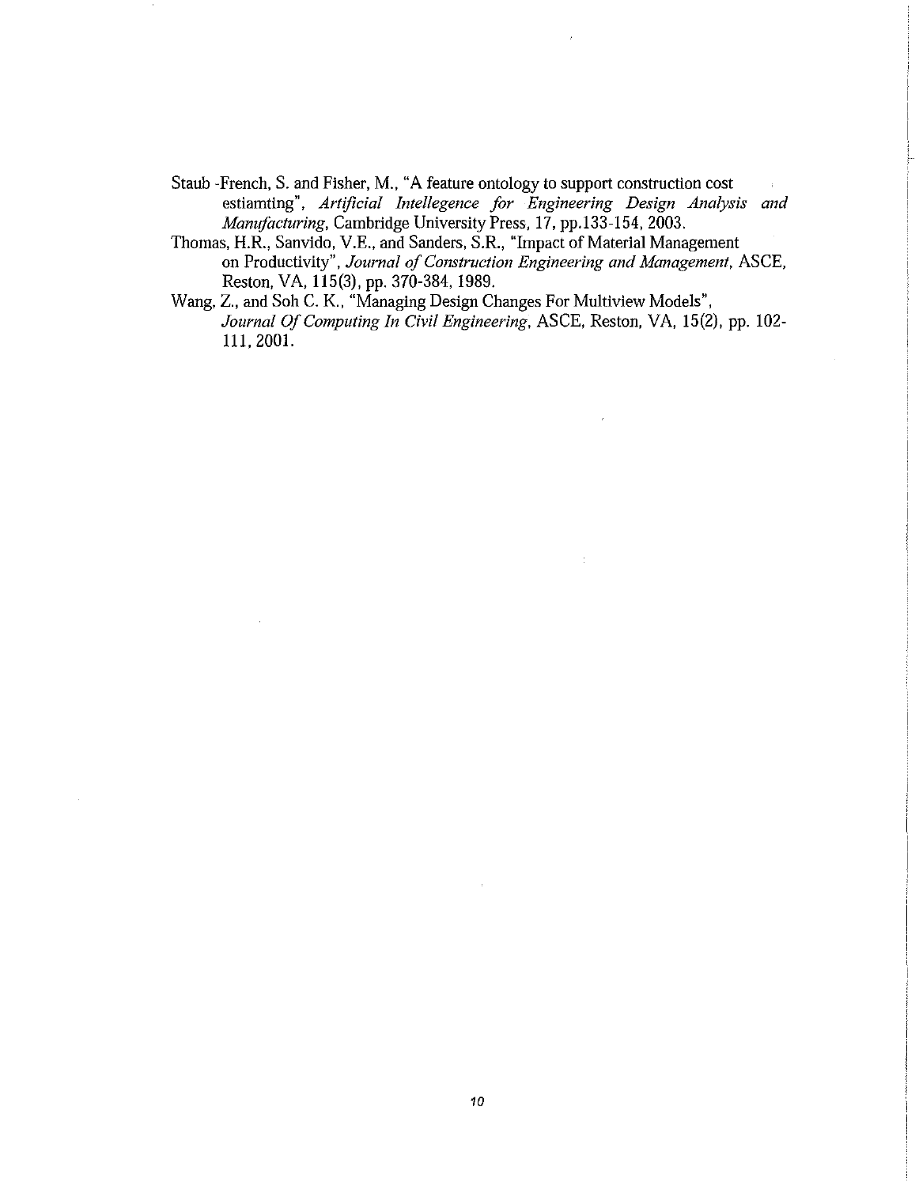Staub -French, S. and Fisher, M., "A feature ontology to support construction cost estiamting", *Artificial Intellegence for Engineering Design Analysis and Manufacturing*, Cambridge University Press, 17, pp.133-154, 2003.

Thomas, H.R., Sanvido, V.E., and Sanders, S.R., "Impact of Material Management on Productivity", *Journal of Construction Engineering and Management*, ASCE, Reston, VA, 115(3), pp. 370-384, 1989.

Wang, Z., and Soh C. K., "Managing Design Changes For Multiview Models", *Journal Of Computing In Civil Engineering*, ASCE, Reston, VA, 15(2), pp. 102-111, 2001.